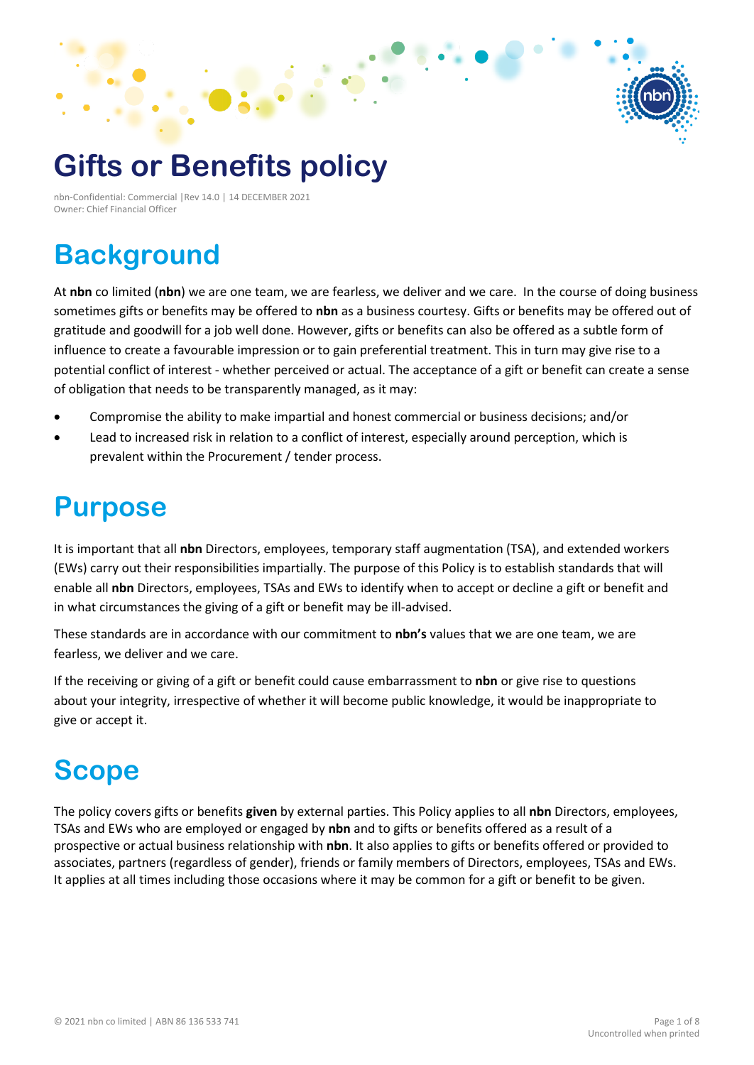# Gifts or Benefits policy

nbn-Confidential: Commercial |Rev 14.0 | 14 DECEMBER 2021
Owner: Chief Financial Officer

## Background

At **nbn** co limited (**nbn**) we are one team, we are fearless, we deliver and we care. In the course of doing business sometimes gifts or benefits may be offered to **nbn** as a business courtesy. Gifts or benefits may be offered out of gratitude and goodwill for a job well done. However, gifts or benefits can also be offered as a subtle form of influence to create a favourable impression or to gain preferential treatment. This in turn may give rise to a potential conflict of interest - whether perceived or actual. The acceptance of a gift or benefit can create a sense of obligation that needs to be transparently managed, as it may:

- Compromise the ability to make impartial and honest commercial or business decisions; and/or
- Lead to increased risk in relation to a conflict of interest, especially around perception, which is prevalent within the Procurement / tender process.

## Purpose

It is important that all **nbn** Directors, employees, temporary staff augmentation (TSA), and extended workers (EWs) carry out their responsibilities impartially. The purpose of this Policy is to establish standards that will enable all **nbn** Directors, employees, TSAs and EWs to identify when to accept or decline a gift or benefit and in what circumstances the giving of a gift or benefit may be ill-advised.

These standards are in accordance with our commitment to **nbn's** values that we are one team, we are fearless, we deliver and we care.

If the receiving or giving of a gift or benefit could cause embarrassment to **nbn** or give rise to questions about your integrity, irrespective of whether it will become public knowledge, it would be inappropriate to give or accept it.

## Scope

The policy covers gifts or benefits **given** by external parties. This Policy applies to all **nbn** Directors, employees, TSAs and EWs who are employed or engaged by **nbn** and to gifts or benefits offered as a result of a prospective or actual business relationship with **nbn**. It also applies to gifts or benefits offered or provided to associates, partners (regardless of gender), friends or family members of Directors, employees, TSAs and EWs. It applies at all times including those occasions where it may be common for a gift or benefit to be given.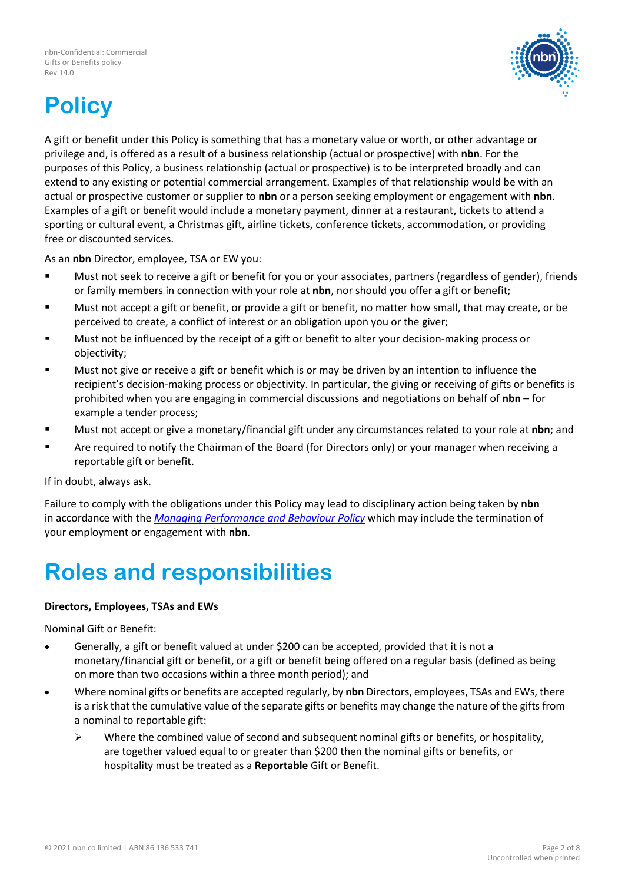# Policy

A gift or benefit under this Policy is something that has a monetary value or worth, or other advantage or privilege and, is offered as a result of a business relationship (actual or prospective) with **nbn**. For the purposes of this Policy, a business relationship (actual or prospective) is to be interpreted broadly and can extend to any existing or potential commercial arrangement. Examples of that relationship would be with an actual or prospective customer or supplier to **nbn** or a person seeking employment or engagement with **nbn**. Examples of a gift or benefit would include a monetary payment, dinner at a restaurant, tickets to attend a sporting or cultural event, a Christmas gift, airline tickets, conference tickets, accommodation, or providing free or discounted services.

As an **nbn** Director, employee, TSA or EW you:

- Must not seek to receive a gift or benefit for you or your associates, partners (regardless of gender), friends or family members in connection with your role at **nbn**, nor should you offer a gift or benefit;
- Must not accept a gift or benefit, or provide a gift or benefit, no matter how small, that may create, or be perceived to create, a conflict of interest or an obligation upon you or the giver;
- Must not be influenced by the receipt of a gift or benefit to alter your decision-making process or objectivity;
- Must not give or receive a gift or benefit which is or may be driven by an intention to influence the recipient's decision-making process or objectivity. In particular, the giving or receiving of gifts or benefits is prohibited when you are engaging in commercial discussions and negotiations on behalf of **nbn** – for example a tender process;
- Must not accept or give a monetary/financial gift under any circumstances related to your role at **nbn**; and
- Are required to notify the Chairman of the Board (for Directors only) or your manager when receiving a reportable gift or benefit.

If in doubt, always ask.

Failure to comply with the obligations under this Policy may lead to disciplinary action being taken by **nbn** in accordance with the *Managing Performance and Behaviour Policy* which may include the termination of your employment or engagement with **nbn**.

# Roles and responsibilities

**Directors, Employees, TSAs and EWs**

Nominal Gift or Benefit:

- Generally, a gift or benefit valued at under $200 can be accepted, provided that it is not a monetary/financial gift or benefit, or a gift or benefit being offered on a regular basis (defined as being on more than two occasions within a three month period); and
- Where nominal gifts or benefits are accepted regularly, by **nbn** Directors, employees, TSAs and EWs, there is a risk that the cumulative value of the separate gifts or benefits may change the nature of the gifts from a nominal to reportable gift:
  - Where the combined value of second and subsequent nominal gifts or benefits, or hospitality, are together valued equal to or greater than $200 then the nominal gifts or benefits, or hospitality must be treated as a **Reportable** Gift or Benefit.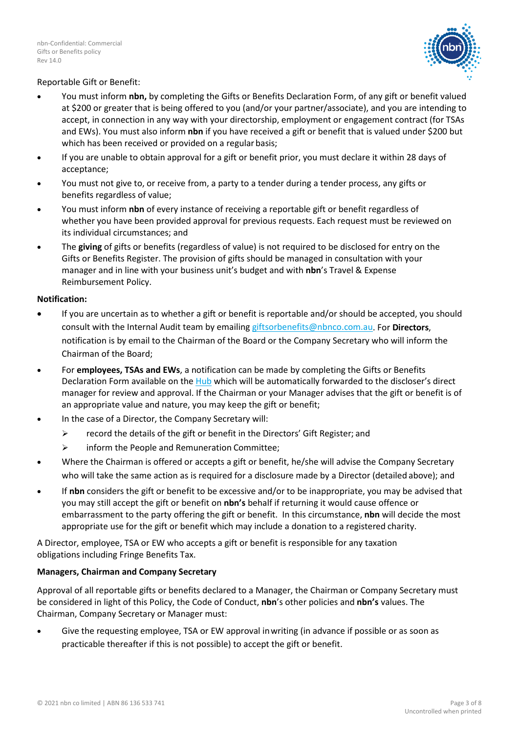Reportable Gift or Benefit:

- You must inform **nbn,** by completing the Gifts or Benefits Declaration Form, of any gift or benefit valued at $200 or greater that is being offered to you (and/or your partner/associate), and you are intending to accept, in connection in any way with your directorship, employment or engagement contract (for TSAs and EWs). You must also inform **nbn** if you have received a gift or benefit that is valued under $200 but which has been received or provided on a regular basis;
- If you are unable to obtain approval for a gift or benefit prior, you must declare it within 28 days of acceptance;
- You must not give to, or receive from, a party to a tender during a tender process, any gifts or benefits regardless of value;
- You must inform **nbn** of every instance of receiving a reportable gift or benefit regardless of whether you have been provided approval for previous requests. Each request must be reviewed on its individual circumstances; and
- The **giving** of gifts or benefits (regardless of value) is not required to be disclosed for entry on the Gifts or Benefits Register. The provision of gifts should be managed in consultation with your manager and in line with your business unit's budget and with **nbn**'s Travel & Expense Reimbursement Policy.

**Notification:**

- If you are uncertain as to whether a gift or benefit is reportable and/or should be accepted, you should consult with the Internal Audit team by emailing giftsorbenefits@nbnco.com.au. For **Directors**, notification is by email to the Chairman of the Board or the Company Secretary who will inform the Chairman of the Board;
- For **employees, TSAs and EWs**, a notification can be made by completing the Gifts or Benefits Declaration Form available on the Hub which will be automatically forwarded to the discloser's direct manager for review and approval. If the Chairman or your Manager advises that the gift or benefit is of an appropriate value and nature, you may keep the gift or benefit;
- In the case of a Director, the Company Secretary will:
  - record the details of the gift or benefit in the Directors' Gift Register; and
  - inform the People and Remuneration Committee;
- Where the Chairman is offered or accepts a gift or benefit, he/she will advise the Company Secretary who will take the same action as is required for a disclosure made by a Director (detailed above); and
- If **nbn** considers the gift or benefit to be excessive and/or to be inappropriate, you may be advised that you may still accept the gift or benefit on **nbn's** behalf if returning it would cause offence or embarrassment to the party offering the gift or benefit. In this circumstance, **nbn** will decide the most appropriate use for the gift or benefit which may include a donation to a registered charity.

A Director, employee, TSA or EW who accepts a gift or benefit is responsible for any taxation obligations including Fringe Benefits Tax.

**Managers, Chairman and Company Secretary**

Approval of all reportable gifts or benefits declared to a Manager, the Chairman or Company Secretary must be considered in light of this Policy, the Code of Conduct, **nbn**'s other policies and **nbn's** values. The Chairman, Company Secretary or Manager must:

- Give the requesting employee, TSA or EW approval in writing (in advance if possible or as soon as practicable thereafter if this is not possible) to accept the gift or benefit.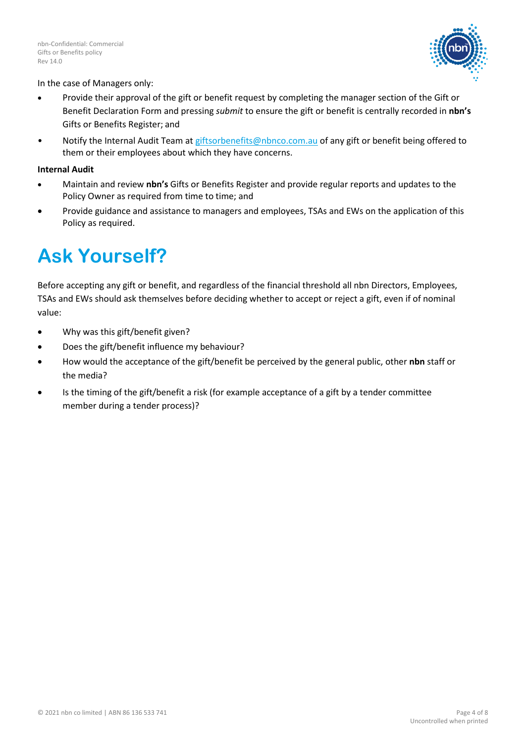In the case of Managers only:

- Provide their approval of the gift or benefit request by completing the manager section of the Gift or Benefit Declaration Form and pressing *submit* to ensure the gift or benefit is centrally recorded in **nbn's** Gifts or Benefits Register; and
- Notify the Internal Audit Team at giftsorbenefits@nbnco.com.au of any gift or benefit being offered to them or their employees about which they have concerns.

**Internal Audit**

- Maintain and review **nbn's** Gifts or Benefits Register and provide regular reports and updates to the Policy Owner as required from time to time; and
- Provide guidance and assistance to managers and employees, TSAs and EWs on the application of this Policy as required.

# Ask Yourself?

Before accepting any gift or benefit, and regardless of the financial threshold all nbn Directors, Employees, TSAs and EWs should ask themselves before deciding whether to accept or reject a gift, even if of nominal value:

- Why was this gift/benefit given?
- Does the gift/benefit influence my behaviour?
- How would the acceptance of the gift/benefit be perceived by the general public, other **nbn** staff or the media?
- Is the timing of the gift/benefit a risk (for example acceptance of a gift by a tender committee member during a tender process)?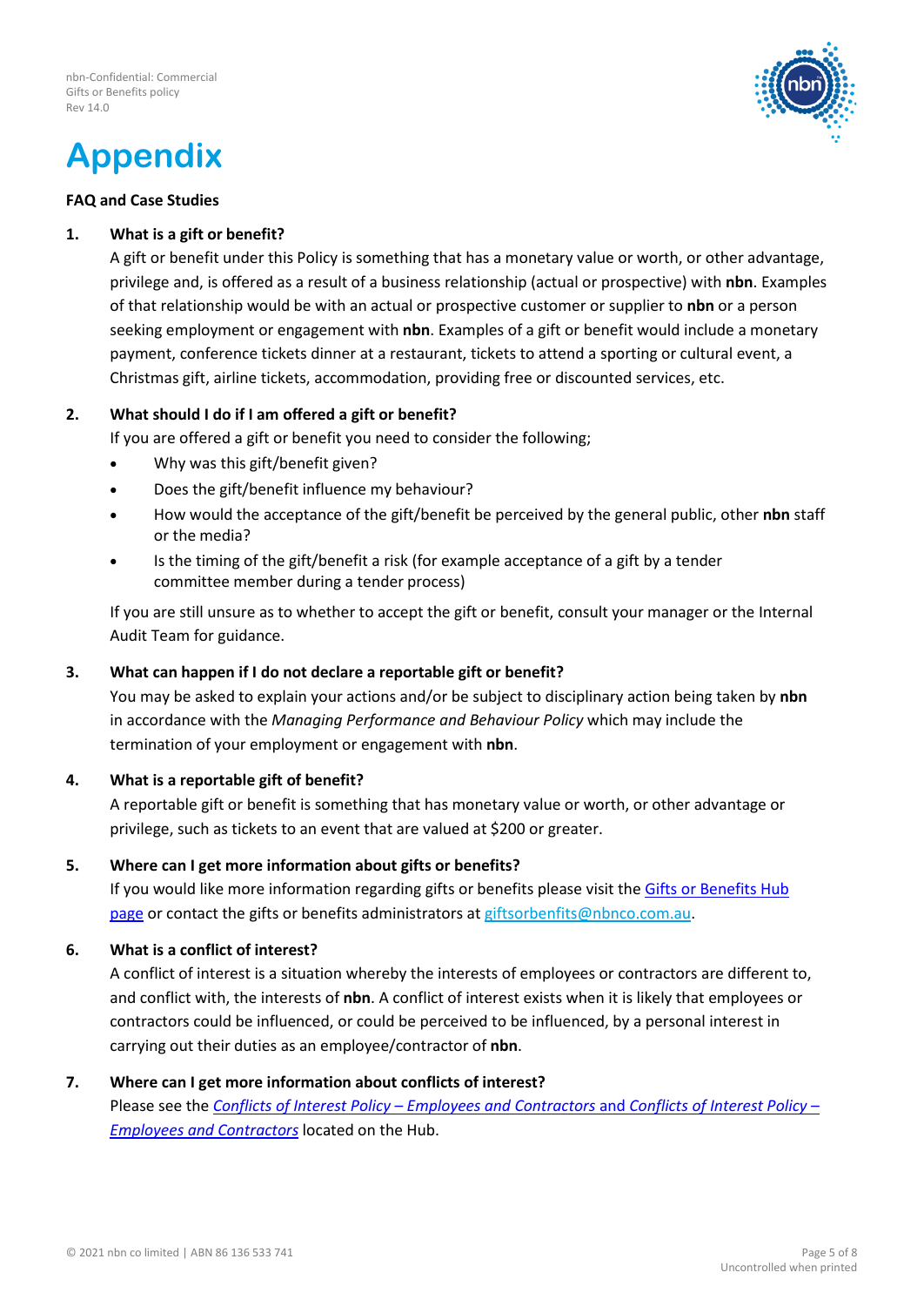# Appendix

**FAQ and Case Studies**

1. **What is a gift or benefit?**

   A gift or benefit under this Policy is something that has a monetary value or worth, or other advantage, privilege and, is offered as a result of a business relationship (actual or prospective) with **nbn**. Examples of that relationship would be with an actual or prospective customer or supplier to **nbn** or a person seeking employment or engagement with **nbn**. Examples of a gift or benefit would include a monetary payment, conference tickets dinner at a restaurant, tickets to attend a sporting or cultural event, a Christmas gift, airline tickets, accommodation, providing free or discounted services, etc.

2. **What should I do if I am offered a gift or benefit?**

   If you are offered a gift or benefit you need to consider the following;

   - Why was this gift/benefit given?
   - Does the gift/benefit influence my behaviour?
   - How would the acceptance of the gift/benefit be perceived by the general public, other **nbn** staff or the media?
   - Is the timing of the gift/benefit a risk (for example acceptance of a gift by a tender committee member during a tender process)

   If you are still unsure as to whether to accept the gift or benefit, consult your manager or the Internal Audit Team for guidance.

3. **What can happen if I do not declare a reportable gift or benefit?**

   You may be asked to explain your actions and/or be subject to disciplinary action being taken by **nbn** in accordance with the *Managing Performance and Behaviour Policy* which may include the termination of your employment or engagement with **nbn**.

4. **What is a reportable gift of benefit?**

   A reportable gift or benefit is something that has monetary value or worth, or other advantage or privilege, such as tickets to an event that are valued at $200 or greater.

5. **Where can I get more information about gifts or benefits?**

   If you would like more information regarding gifts or benefits please visit the Gifts or Benefits Hub page or contact the gifts or benefits administrators at giftsorbenfits@nbnco.com.au.

6. **What is a conflict of interest?**

   A conflict of interest is a situation whereby the interests of employees or contractors are different to, and conflict with, the interests of **nbn**. A conflict of interest exists when it is likely that employees or contractors could be influenced, or could be perceived to be influenced, by a personal interest in carrying out their duties as an employee/contractor of **nbn**.

7. **Where can I get more information about conflicts of interest?**

   Please see the *Conflicts of Interest Policy – Employees and Contractors* and *Conflicts of Interest Policy – Employees and Contractors* located on the Hub.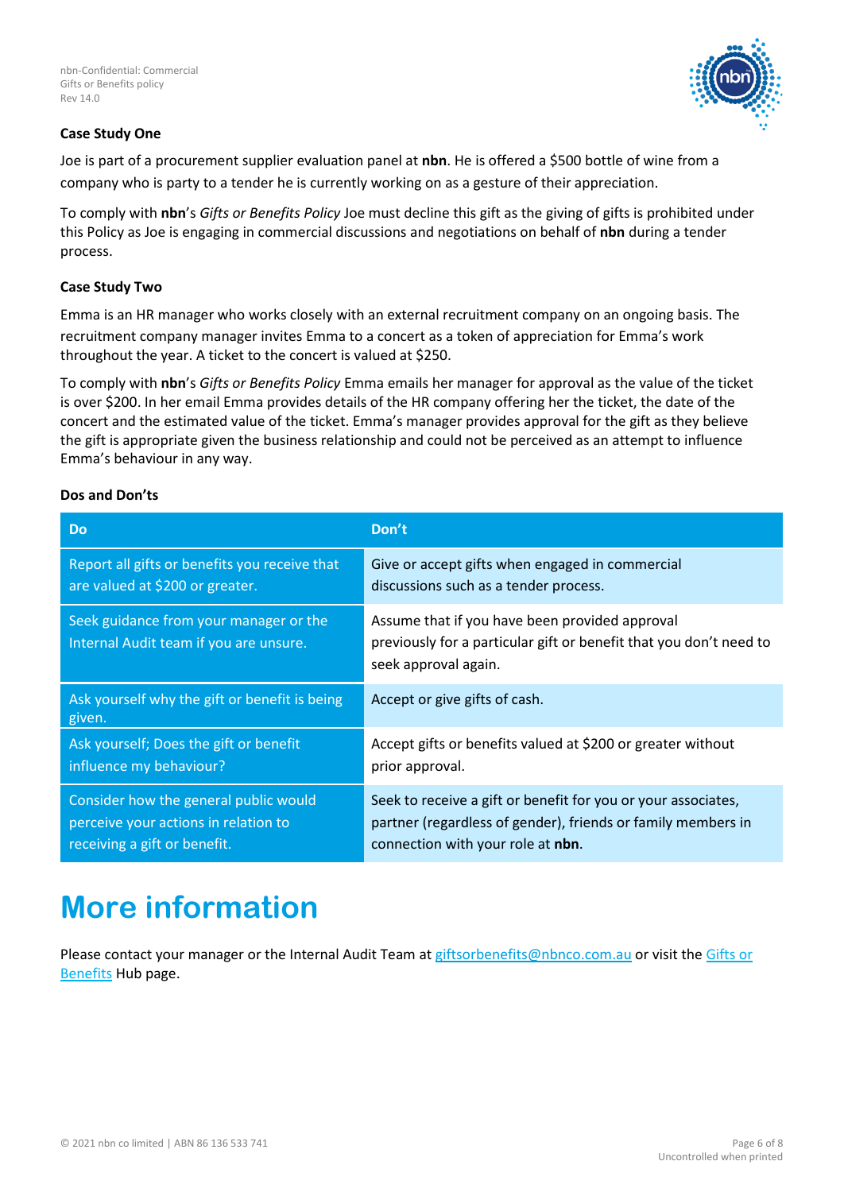### Case Study One

Joe is part of a procurement supplier evaluation panel at **nbn**. He is offered a $500 bottle of wine from a company who is party to a tender he is currently working on as a gesture of their appreciation.

To comply with **nbn**'s *Gifts or Benefits Policy* Joe must decline this gift as the giving of gifts is prohibited under this Policy as Joe is engaging in commercial discussions and negotiations on behalf of **nbn** during a tender process.

### Case Study Two

Emma is an HR manager who works closely with an external recruitment company on an ongoing basis. The recruitment company manager invites Emma to a concert as a token of appreciation for Emma's work throughout the year. A ticket to the concert is valued at $250.

To comply with **nbn**'s *Gifts or Benefits Policy* Emma emails her manager for approval as the value of the ticket is over $200. In her email Emma provides details of the HR company offering her the ticket, the date of the concert and the estimated value of the ticket. Emma's manager provides approval for the gift as they believe the gift is appropriate given the business relationship and could not be perceived as an attempt to influence Emma's behaviour in any way.

### Dos and Don'ts

| Do | Don't |
|---|---|
| Report all gifts or benefits you receive that are valued at $200 or greater. | Give or accept gifts when engaged in commercial discussions such as a tender process. |
| Seek guidance from your manager or the Internal Audit team if you are unsure. | Assume that if you have been provided approval previously for a particular gift or benefit that you don't need to seek approval again. |
| Ask yourself why the gift or benefit is being given. | Accept or give gifts of cash. |
| Ask yourself; Does the gift or benefit influence my behaviour? | Accept gifts or benefits valued at $200 or greater without prior approval. |
| Consider how the general public would perceive your actions in relation to receiving a gift or benefit. | Seek to receive a gift or benefit for you or your associates, partner (regardless of gender), friends or family members in connection with your role at **nbn**. |

# More information

Please contact your manager or the Internal Audit Team at giftsorbenefits@nbnco.com.au or visit the Gifts or Benefits Hub page.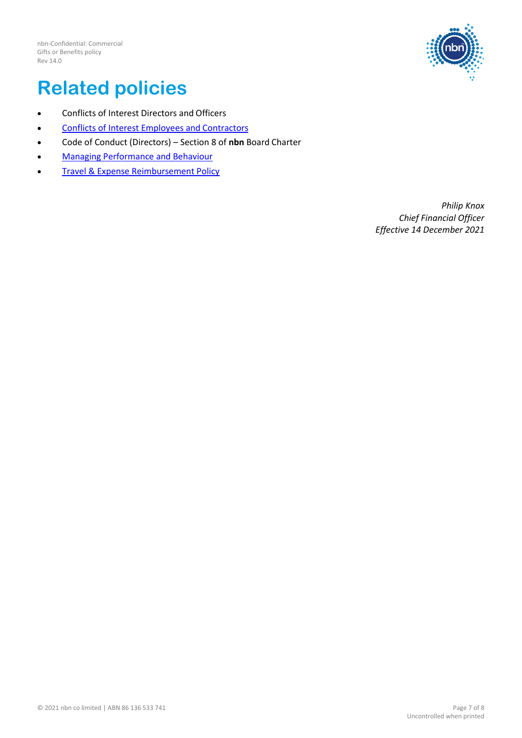# Related policies

- Conflicts of Interest Directors and Officers
- Conflicts of Interest Employees and Contractors
- Code of Conduct (Directors) – Section 8 of **nbn** Board Charter
- Managing Performance and Behaviour
- Travel & Expense Reimbursement Policy

*Philip Knox*
*Chief Financial Officer*
*Effective 14 December 2021*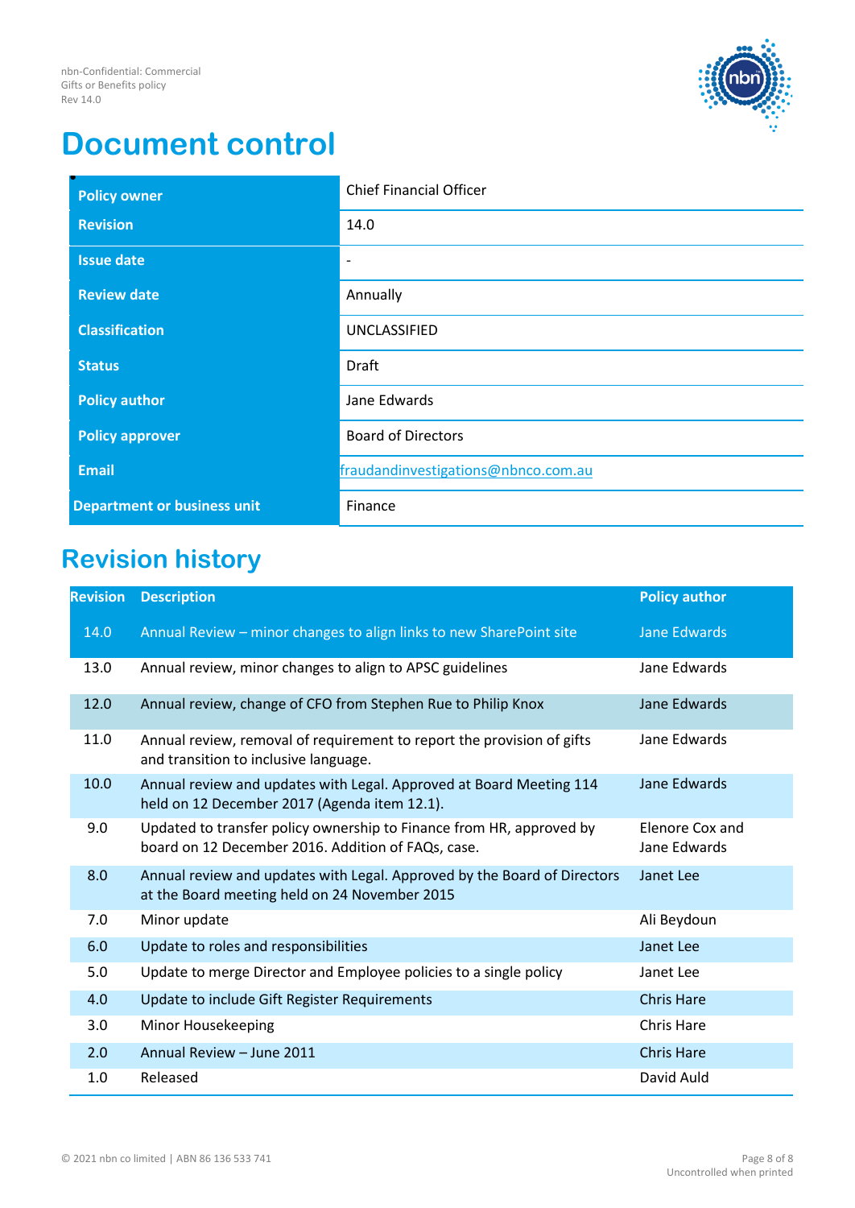# Document control

| | |
|---|---|
| **Policy owner** | Chief Financial Officer |
| **Revision** | 14.0 |
| **Issue date** | - |
| **Review date** | Annually |
| **Classification** | UNCLASSIFIED |
| **Status** | Draft |
| **Policy author** | Jane Edwards |
| **Policy approver** | Board of Directors |
| **Email** | fraudandinvestigations@nbnco.com.au |
| **Department or business unit** | Finance |

# Revision history

| Revision | Description | Policy author |
|---|---|---|
| 14.0 | Annual Review – minor changes to align links to new SharePoint site | Jane Edwards |
| 13.0 | Annual review, minor changes to align to APSC guidelines | Jane Edwards |
| 12.0 | Annual review, change of CFO from Stephen Rue to Philip Knox | Jane Edwards |
| 11.0 | Annual review, removal of requirement to report the provision of gifts and transition to inclusive language. | Jane Edwards |
| 10.0 | Annual review and updates with Legal. Approved at Board Meeting 114 held on 12 December 2017 (Agenda item 12.1). | Jane Edwards |
| 9.0 | Updated to transfer policy ownership to Finance from HR, approved by board on 12 December 2016. Addition of FAQs, case. | Elenore Cox and Jane Edwards |
| 8.0 | Annual review and updates with Legal. Approved by the Board of Directors at the Board meeting held on 24 November 2015 | Janet Lee |
| 7.0 | Minor update | Ali Beydoun |
| 6.0 | Update to roles and responsibilities | Janet Lee |
| 5.0 | Update to merge Director and Employee policies to a single policy | Janet Lee |
| 4.0 | Update to include Gift Register Requirements | Chris Hare |
| 3.0 | Minor Housekeeping | Chris Hare |
| 2.0 | Annual Review – June 2011 | Chris Hare |
| 1.0 | Released | David Auld |